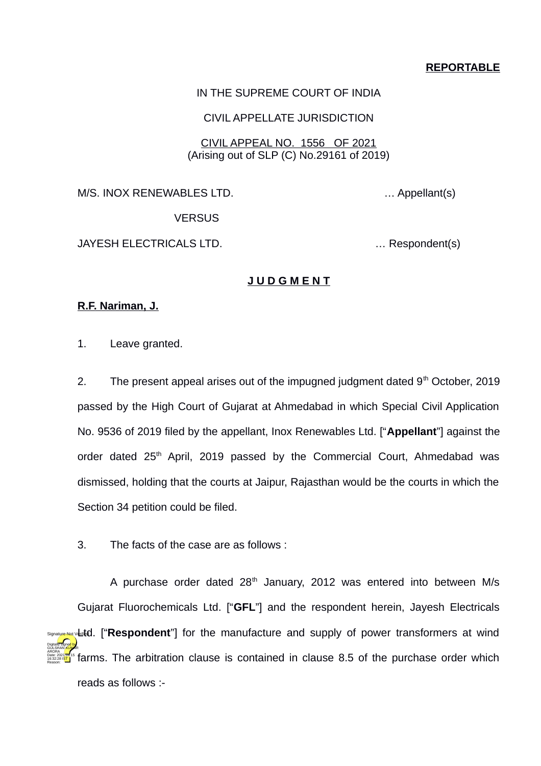**REPORTABLE**

IN THE SUPREME COURT OF INDIA

CIVIL APPELLATE JURISDICTION

CIVIL APPEAL NO. 1556 OF 2021
(Arising out of SLP (C) No.29161 of 2019)

M/S. INOX RENEWABLES LTD. … Appellant(s)

VERSUS

JAYESH ELECTRICALS LTD. … Respondent(s)

**J U D G M E N T**

**R.F. Nariman, J.**

1. Leave granted.

2. The present appeal arises out of the impugned judgment dated 9th October, 2019 passed by the High Court of Gujarat at Ahmedabad in which Special Civil Application No. 9536 of 2019 filed by the appellant, Inox Renewables Ltd. ["**Appellant**"] against the order dated 25th April, 2019 passed by the Commercial Court, Ahmedabad was dismissed, holding that the courts at Jaipur, Rajasthan would be the courts in which the Section 34 petition could be filed.

3. The facts of the case are as follows :

A purchase order dated 28th January, 2012 was entered into between M/s Gujarat Fluorochemicals Ltd. ["**GFL**"] and the respondent herein, Jayesh Electricals Ltd. ["**Respondent**"] for the manufacture and supply of power transformers at wind farms. The arbitration clause is contained in clause 8.5 of the purchase order which reads as follows :-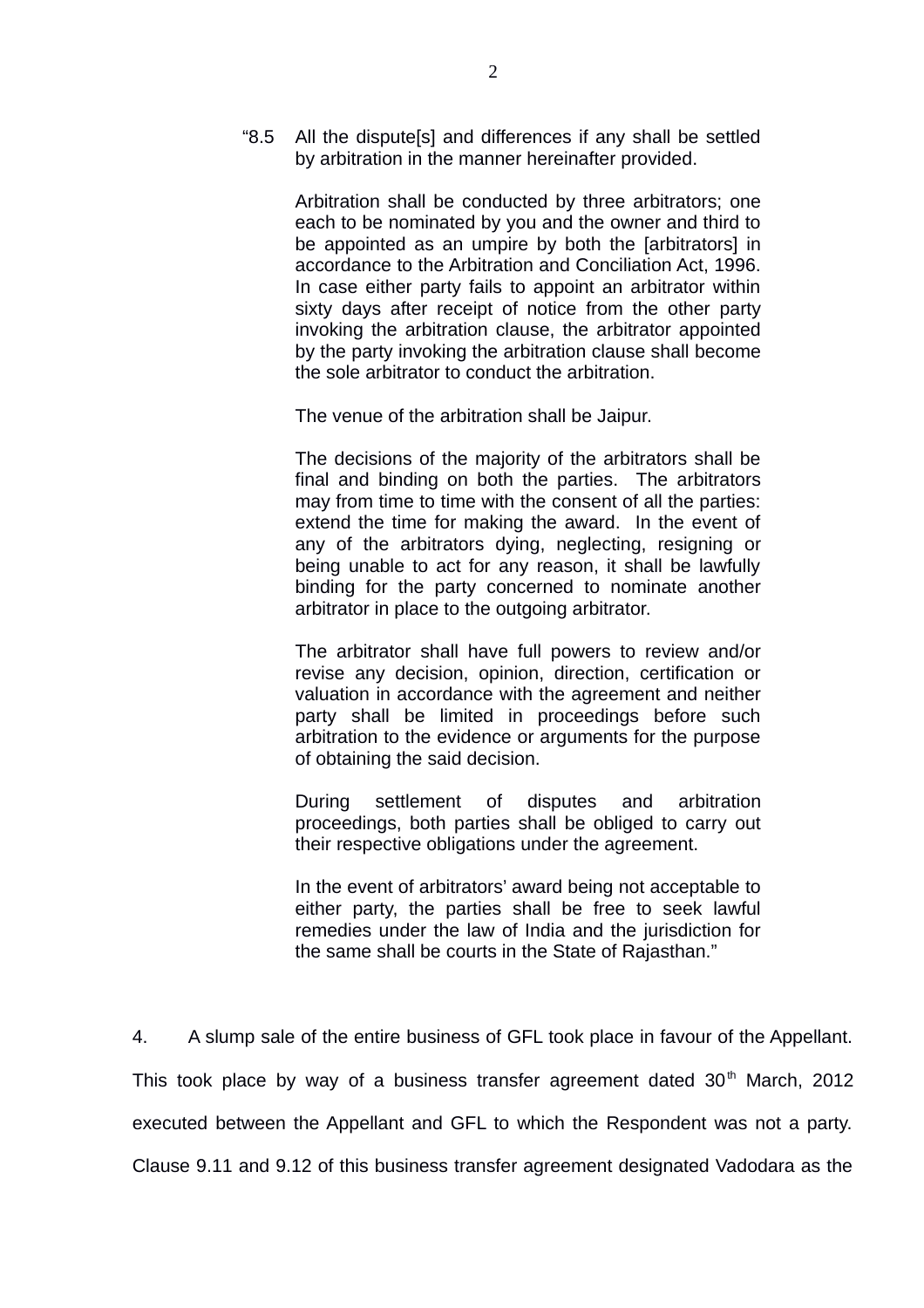> "8.5 All the dispute[s] and differences if any shall be settled by arbitration in the manner hereinafter provided.
>
> Arbitration shall be conducted by three arbitrators; one each to be nominated by you and the owner and third to be appointed as an umpire by both the [arbitrators] in accordance to the Arbitration and Conciliation Act, 1996. In case either party fails to appoint an arbitrator within sixty days after receipt of notice from the other party invoking the arbitration clause, the arbitrator appointed by the party invoking the arbitration clause shall become the sole arbitrator to conduct the arbitration.
>
> The venue of the arbitration shall be Jaipur.
>
> The decisions of the majority of the arbitrators shall be final and binding on both the parties. The arbitrators may from time to time with the consent of all the parties: extend the time for making the award. In the event of any of the arbitrators dying, neglecting, resigning or being unable to act for any reason, it shall be lawfully binding for the party concerned to nominate another arbitrator in place to the outgoing arbitrator.
>
> The arbitrator shall have full powers to review and/or revise any decision, opinion, direction, certification or valuation in accordance with the agreement and neither party shall be limited in proceedings before such arbitration to the evidence or arguments for the purpose of obtaining the said decision.
>
> During settlement of disputes and arbitration proceedings, both parties shall be obliged to carry out their respective obligations under the agreement.
>
> In the event of arbitrators' award being not acceptable to either party, the parties shall be free to seek lawful remedies under the law of India and the jurisdiction for the same shall be courts in the State of Rajasthan."

4. A slump sale of the entire business of GFL took place in favour of the Appellant. This took place by way of a business transfer agreement dated 30th March, 2012 executed between the Appellant and GFL to which the Respondent was not a party. Clause 9.11 and 9.12 of this business transfer agreement designated Vadodara as the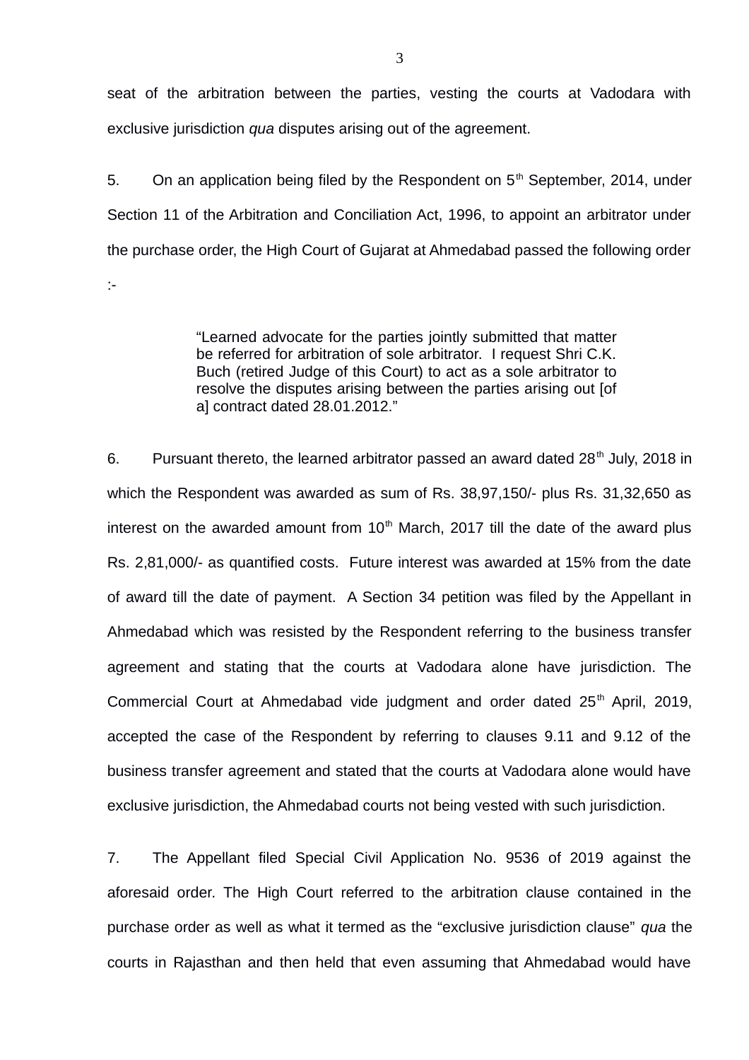seat of the arbitration between the parties, vesting the courts at Vadodara with exclusive jurisdiction *qua* disputes arising out of the agreement.

5. On an application being filed by the Respondent on 5th September, 2014, under Section 11 of the Arbitration and Conciliation Act, 1996, to appoint an arbitrator under the purchase order, the High Court of Gujarat at Ahmedabad passed the following order :-

> "Learned advocate for the parties jointly submitted that matter be referred for arbitration of sole arbitrator. I request Shri C.K. Buch (retired Judge of this Court) to act as a sole arbitrator to resolve the disputes arising between the parties arising out [of a] contract dated 28.01.2012."

6. Pursuant thereto, the learned arbitrator passed an award dated 28th July, 2018 in which the Respondent was awarded as sum of Rs. 38,97,150/- plus Rs. 31,32,650 as interest on the awarded amount from 10th March, 2017 till the date of the award plus Rs. 2,81,000/- as quantified costs. Future interest was awarded at 15% from the date of award till the date of payment. A Section 34 petition was filed by the Appellant in Ahmedabad which was resisted by the Respondent referring to the business transfer agreement and stating that the courts at Vadodara alone have jurisdiction. The Commercial Court at Ahmedabad vide judgment and order dated 25th April, 2019, accepted the case of the Respondent by referring to clauses 9.11 and 9.12 of the business transfer agreement and stated that the courts at Vadodara alone would have exclusive jurisdiction, the Ahmedabad courts not being vested with such jurisdiction.

7. The Appellant filed Special Civil Application No. 9536 of 2019 against the aforesaid order. The High Court referred to the arbitration clause contained in the purchase order as well as what it termed as the "exclusive jurisdiction clause" *qua* the courts in Rajasthan and then held that even assuming that Ahmedabad would have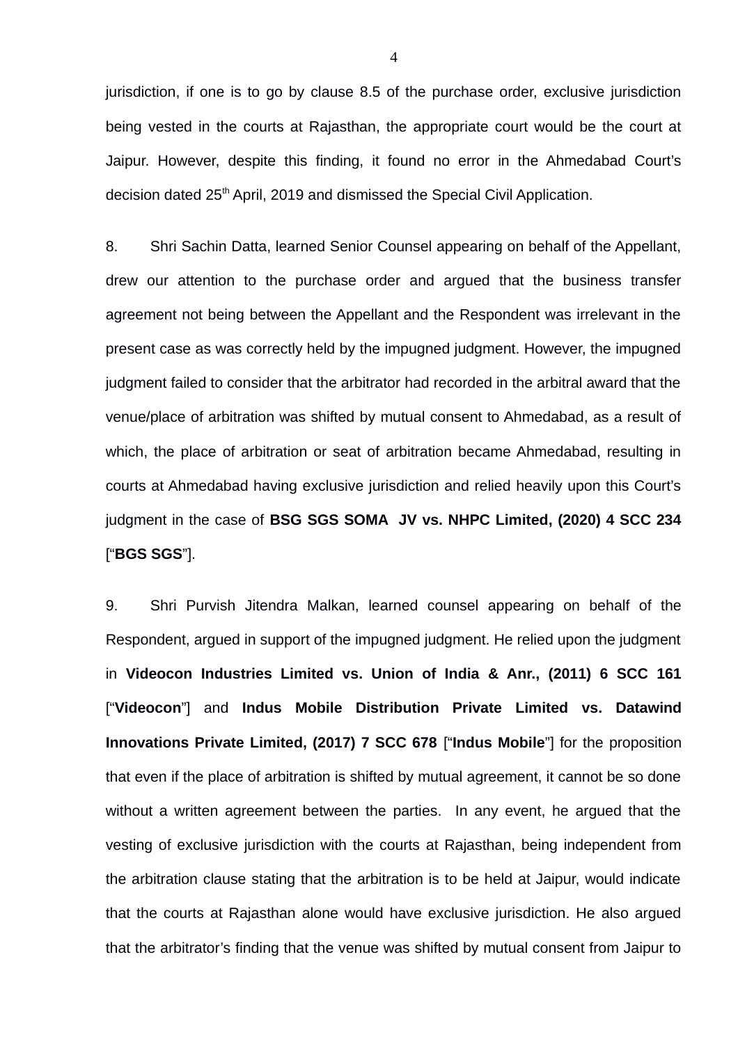jurisdiction, if one is to go by clause 8.5 of the purchase order, exclusive jurisdiction being vested in the courts at Rajasthan, the appropriate court would be the court at Jaipur. However, despite this finding, it found no error in the Ahmedabad Court's decision dated 25th April, 2019 and dismissed the Special Civil Application.

8. Shri Sachin Datta, learned Senior Counsel appearing on behalf of the Appellant, drew our attention to the purchase order and argued that the business transfer agreement not being between the Appellant and the Respondent was irrelevant in the present case as was correctly held by the impugned judgment. However, the impugned judgment failed to consider that the arbitrator had recorded in the arbitral award that the venue/place of arbitration was shifted by mutual consent to Ahmedabad, as a result of which, the place of arbitration or seat of arbitration became Ahmedabad, resulting in courts at Ahmedabad having exclusive jurisdiction and relied heavily upon this Court's judgment in the case of **BSG SGS SOMA JV vs. NHPC Limited, (2020) 4 SCC 234** ["**BGS SGS**"].

9. Shri Purvish Jitendra Malkan, learned counsel appearing on behalf of the Respondent, argued in support of the impugned judgment. He relied upon the judgment in **Videocon Industries Limited vs. Union of India & Anr., (2011) 6 SCC 161** ["**Videocon**"] and **Indus Mobile Distribution Private Limited vs. Datawind Innovations Private Limited, (2017) 7 SCC 678** ["**Indus Mobile**"] for the proposition that even if the place of arbitration is shifted by mutual agreement, it cannot be so done without a written agreement between the parties. In any event, he argued that the vesting of exclusive jurisdiction with the courts at Rajasthan, being independent from the arbitration clause stating that the arbitration is to be held at Jaipur, would indicate that the courts at Rajasthan alone would have exclusive jurisdiction. He also argued that the arbitrator's finding that the venue was shifted by mutual consent from Jaipur to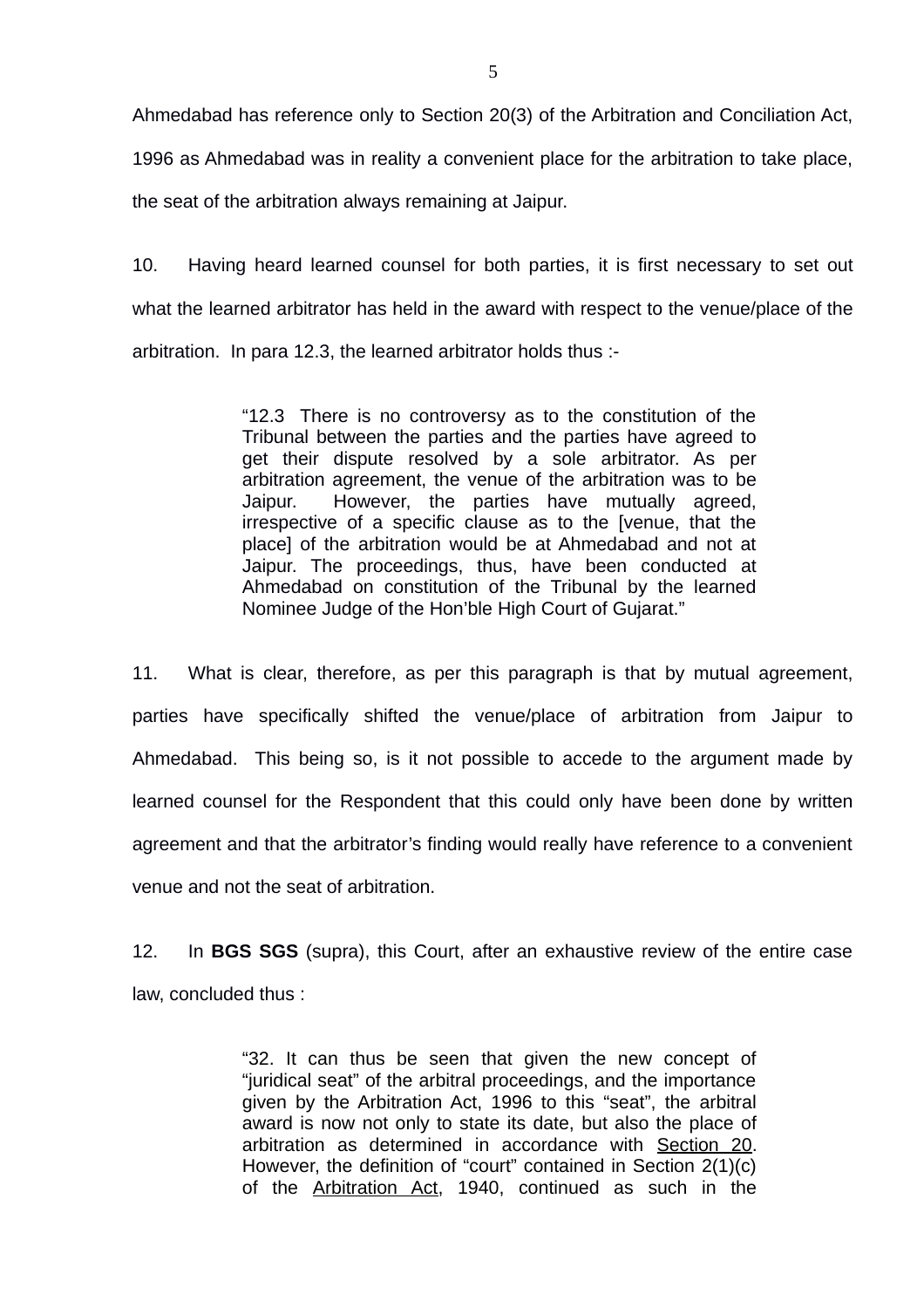Ahmedabad has reference only to Section 20(3) of the Arbitration and Conciliation Act, 1996 as Ahmedabad was in reality a convenient place for the arbitration to take place, the seat of the arbitration always remaining at Jaipur.

10. Having heard learned counsel for both parties, it is first necessary to set out what the learned arbitrator has held in the award with respect to the venue/place of the arbitration. In para 12.3, the learned arbitrator holds thus :-

> "12.3 There is no controversy as to the constitution of the Tribunal between the parties and the parties have agreed to get their dispute resolved by a sole arbitrator. As per arbitration agreement, the venue of the arbitration was to be Jaipur. However, the parties have mutually agreed, irrespective of a specific clause as to the [venue, that the place] of the arbitration would be at Ahmedabad and not at Jaipur. The proceedings, thus, have been conducted at Ahmedabad on constitution of the Tribunal by the learned Nominee Judge of the Hon'ble High Court of Gujarat."

11. What is clear, therefore, as per this paragraph is that by mutual agreement, parties have specifically shifted the venue/place of arbitration from Jaipur to Ahmedabad. This being so, is it not possible to accede to the argument made by learned counsel for the Respondent that this could only have been done by written agreement and that the arbitrator's finding would really have reference to a convenient venue and not the seat of arbitration.

12. In **BGS SGS** (supra), this Court, after an exhaustive review of the entire case law, concluded thus :

> "32. It can thus be seen that given the new concept of "juridical seat" of the arbitral proceedings, and the importance given by the Arbitration Act, 1996 to this "seat", the arbitral award is now not only to state its date, but also the place of arbitration as determined in accordance with Section 20. However, the definition of "court" contained in Section 2(1)(c) of the Arbitration Act, 1940, continued as such in the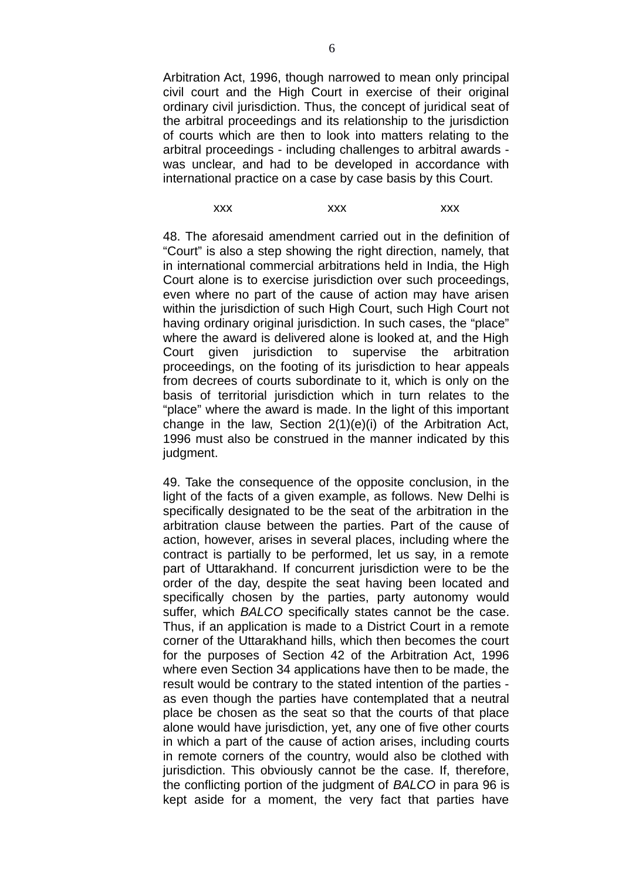Arbitration Act, 1996, though narrowed to mean only principal civil court and the High Court in exercise of their original ordinary civil jurisdiction. Thus, the concept of juridical seat of the arbitral proceedings and its relationship to the jurisdiction of courts which are then to look into matters relating to the arbitral proceedings - including challenges to arbitral awards - was unclear, and had to be developed in accordance with international practice on a case by case basis by this Court.

xxx xxx xxx

48. The aforesaid amendment carried out in the definition of "Court" is also a step showing the right direction, namely, that in international commercial arbitrations held in India, the High Court alone is to exercise jurisdiction over such proceedings, even where no part of the cause of action may have arisen within the jurisdiction of such High Court, such High Court not having ordinary original jurisdiction. In such cases, the "place" where the award is delivered alone is looked at, and the High Court given jurisdiction to supervise the arbitration proceedings, on the footing of its jurisdiction to hear appeals from decrees of courts subordinate to it, which is only on the basis of territorial jurisdiction which in turn relates to the "place" where the award is made. In the light of this important change in the law, Section 2(1)(e)(i) of the Arbitration Act, 1996 must also be construed in the manner indicated by this judgment.

49. Take the consequence of the opposite conclusion, in the light of the facts of a given example, as follows. New Delhi is specifically designated to be the seat of the arbitration in the arbitration clause between the parties. Part of the cause of action, however, arises in several places, including where the contract is partially to be performed, let us say, in a remote part of Uttarakhand. If concurrent jurisdiction were to be the order of the day, despite the seat having been located and specifically chosen by the parties, party autonomy would suffer, which *BALCO* specifically states cannot be the case. Thus, if an application is made to a District Court in a remote corner of the Uttarakhand hills, which then becomes the court for the purposes of Section 42 of the Arbitration Act, 1996 where even Section 34 applications have then to be made, the result would be contrary to the stated intention of the parties - as even though the parties have contemplated that a neutral place be chosen as the seat so that the courts of that place alone would have jurisdiction, yet, any one of five other courts in which a part of the cause of action arises, including courts in remote corners of the country, would also be clothed with jurisdiction. This obviously cannot be the case. If, therefore, the conflicting portion of the judgment of *BALCO* in para 96 is kept aside for a moment, the very fact that parties have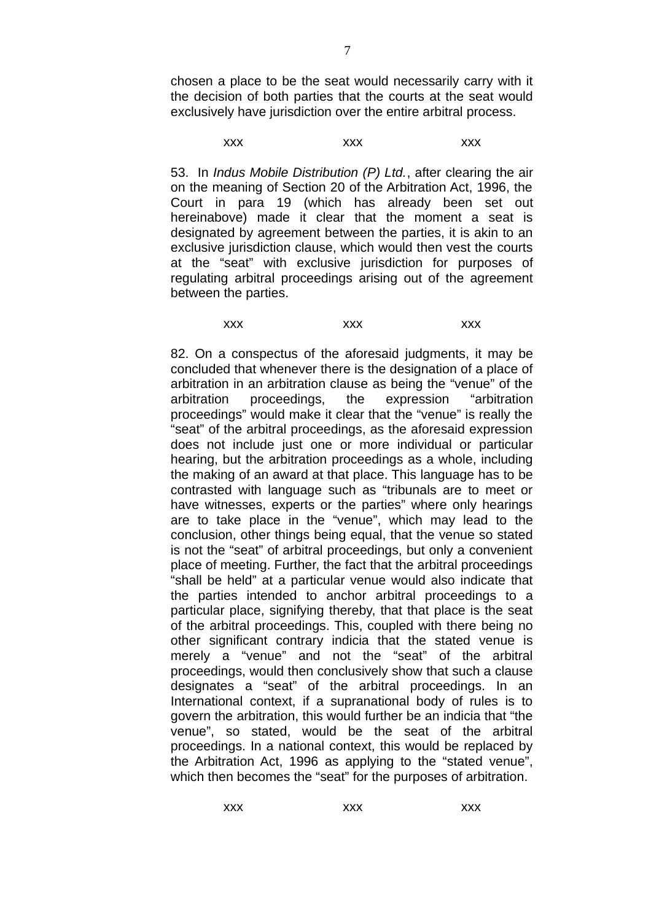chosen a place to be the seat would necessarily carry with it the decision of both parties that the courts at the seat would exclusively have jurisdiction over the entire arbitral process.

xxx xxx xxx

53. In *Indus Mobile Distribution (P) Ltd.*, after clearing the air on the meaning of Section 20 of the Arbitration Act, 1996, the Court in para 19 (which has already been set out hereinabove) made it clear that the moment a seat is designated by agreement between the parties, it is akin to an exclusive jurisdiction clause, which would then vest the courts at the "seat" with exclusive jurisdiction for purposes of regulating arbitral proceedings arising out of the agreement between the parties.

xxx xxx xxx

82. On a conspectus of the aforesaid judgments, it may be concluded that whenever there is the designation of a place of arbitration in an arbitration clause as being the "venue" of the arbitration proceedings, the expression "arbitration proceedings" would make it clear that the "venue" is really the "seat" of the arbitral proceedings, as the aforesaid expression does not include just one or more individual or particular hearing, but the arbitration proceedings as a whole, including the making of an award at that place. This language has to be contrasted with language such as "tribunals are to meet or have witnesses, experts or the parties" where only hearings are to take place in the "venue", which may lead to the conclusion, other things being equal, that the venue so stated is not the "seat" of arbitral proceedings, but only a convenient place of meeting. Further, the fact that the arbitral proceedings "shall be held" at a particular venue would also indicate that the parties intended to anchor arbitral proceedings to a particular place, signifying thereby, that that place is the seat of the arbitral proceedings. This, coupled with there being no other significant contrary indicia that the stated venue is merely a "venue" and not the "seat" of the arbitral proceedings, would then conclusively show that such a clause designates a "seat" of the arbitral proceedings. In an International context, if a supranational body of rules is to govern the arbitration, this would further be an indicia that "the venue", so stated, would be the seat of the arbitral proceedings. In a national context, this would be replaced by the Arbitration Act, 1996 as applying to the "stated venue", which then becomes the "seat" for the purposes of arbitration.

xxx xxx xxx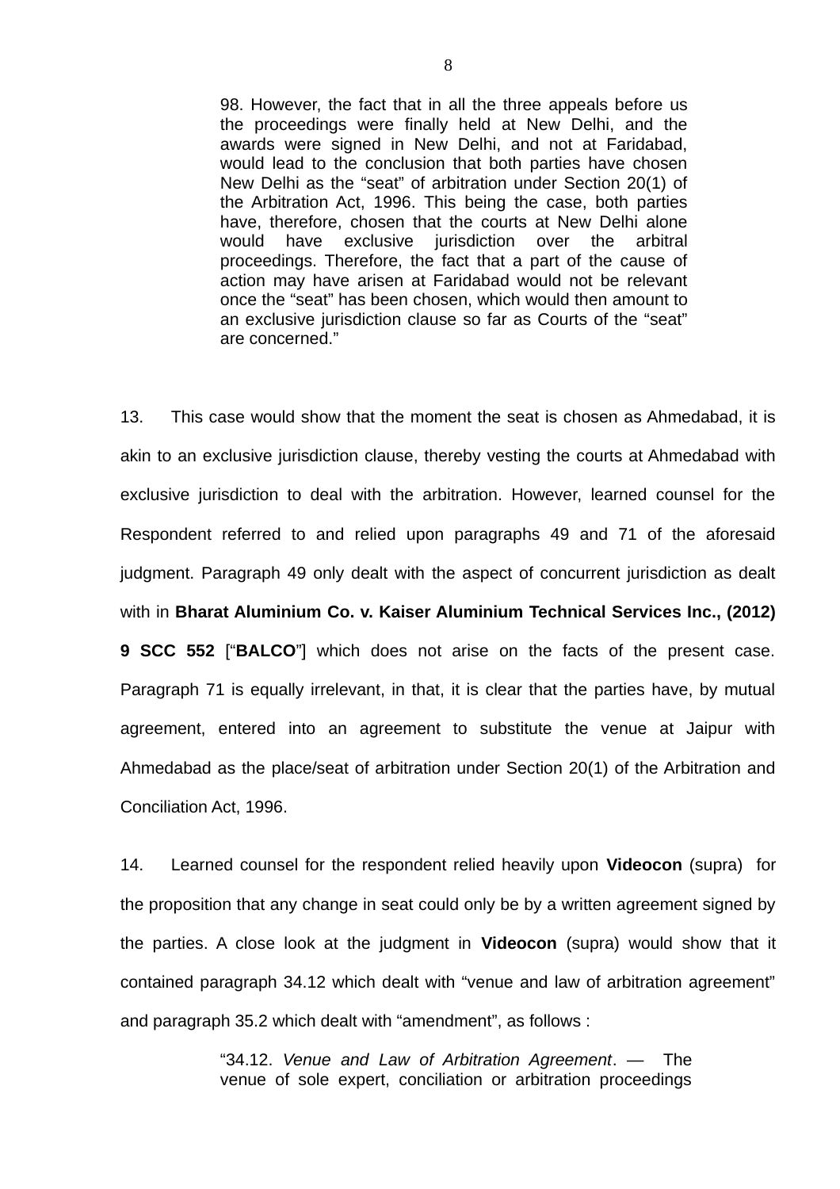> 98. However, the fact that in all the three appeals before us the proceedings were finally held at New Delhi, and the awards were signed in New Delhi, and not at Faridabad, would lead to the conclusion that both parties have chosen New Delhi as the "seat" of arbitration under Section 20(1) of the Arbitration Act, 1996. This being the case, both parties have, therefore, chosen that the courts at New Delhi alone would have exclusive jurisdiction over the arbitral proceedings. Therefore, the fact that a part of the cause of action may have arisen at Faridabad would not be relevant once the "seat" has been chosen, which would then amount to an exclusive jurisdiction clause so far as Courts of the "seat" are concerned."

13. This case would show that the moment the seat is chosen as Ahmedabad, it is akin to an exclusive jurisdiction clause, thereby vesting the courts at Ahmedabad with exclusive jurisdiction to deal with the arbitration. However, learned counsel for the Respondent referred to and relied upon paragraphs 49 and 71 of the aforesaid judgment. Paragraph 49 only dealt with the aspect of concurrent jurisdiction as dealt with in **Bharat Aluminium Co. v. Kaiser Aluminium Technical Services Inc., (2012) 9 SCC 552** ["**BALCO**"] which does not arise on the facts of the present case. Paragraph 71 is equally irrelevant, in that, it is clear that the parties have, by mutual agreement, entered into an agreement to substitute the venue at Jaipur with Ahmedabad as the place/seat of arbitration under Section 20(1) of the Arbitration and Conciliation Act, 1996.

14. Learned counsel for the respondent relied heavily upon **Videocon** (supra) for the proposition that any change in seat could only be by a written agreement signed by the parties. A close look at the judgment in **Videocon** (supra) would show that it contained paragraph 34.12 which dealt with "venue and law of arbitration agreement" and paragraph 35.2 which dealt with "amendment", as follows :

> "34.12. *Venue and Law of Arbitration Agreement*. — The venue of sole expert, conciliation or arbitration proceedings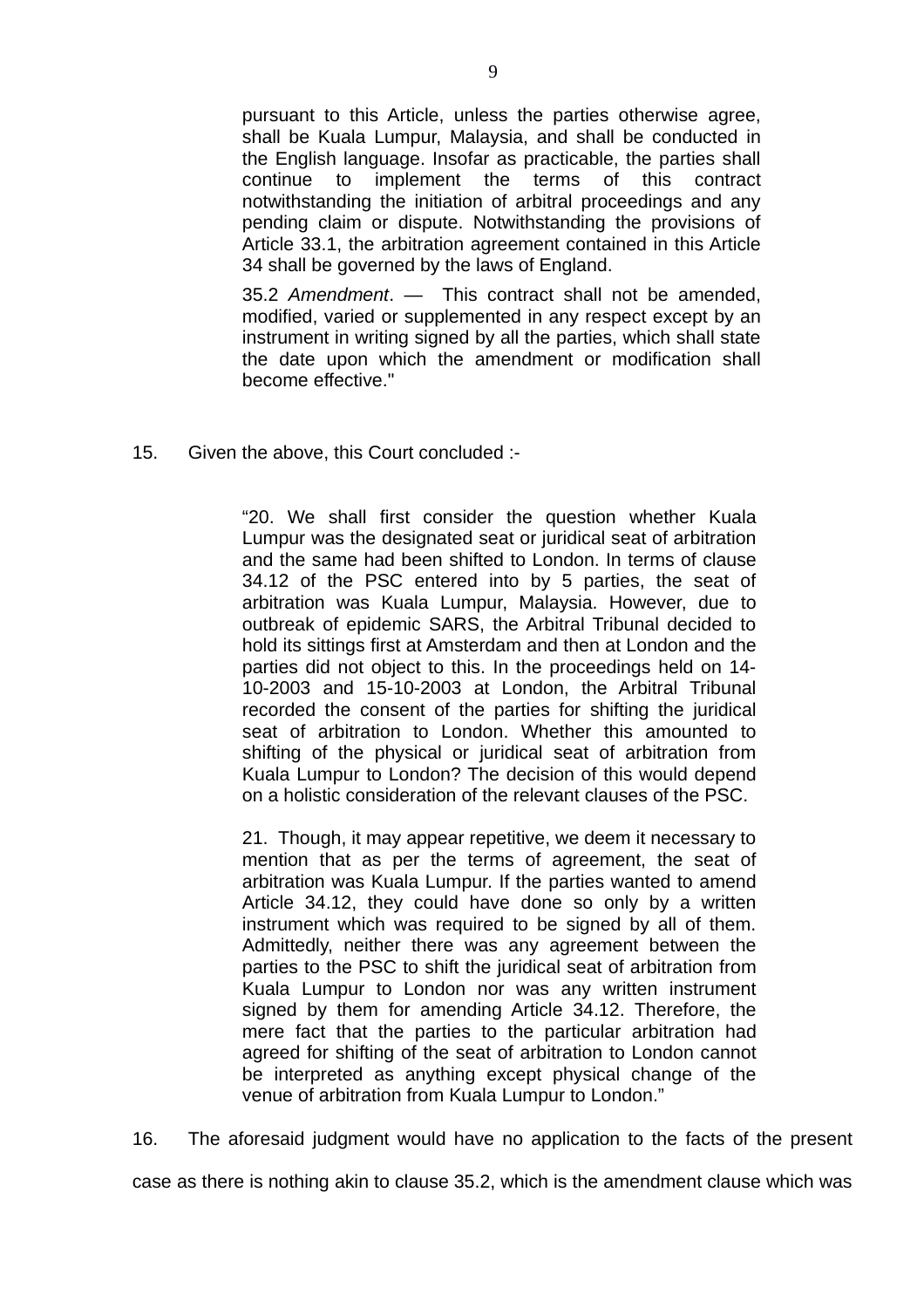> pursuant to this Article, unless the parties otherwise agree, shall be Kuala Lumpur, Malaysia, and shall be conducted in the English language. Insofar as practicable, the parties shall continue to implement the terms of this contract notwithstanding the initiation of arbitral proceedings and any pending claim or dispute. Notwithstanding the provisions of Article 33.1, the arbitration agreement contained in this Article 34 shall be governed by the laws of England.
>
> 35.2 *Amendment*. — This contract shall not be amended, modified, varied or supplemented in any respect except by an instrument in writing signed by all the parties, which shall state the date upon which the amendment or modification shall become effective."

15. Given the above, this Court concluded :-

> "20. We shall first consider the question whether Kuala Lumpur was the designated seat or juridical seat of arbitration and the same had been shifted to London. In terms of clause 34.12 of the PSC entered into by 5 parties, the seat of arbitration was Kuala Lumpur, Malaysia. However, due to outbreak of epidemic SARS, the Arbitral Tribunal decided to hold its sittings first at Amsterdam and then at London and the parties did not object to this. In the proceedings held on 14-10-2003 and 15-10-2003 at London, the Arbitral Tribunal recorded the consent of the parties for shifting the juridical seat of arbitration to London. Whether this amounted to shifting of the physical or juridical seat of arbitration from Kuala Lumpur to London? The decision of this would depend on a holistic consideration of the relevant clauses of the PSC.
>
> 21. Though, it may appear repetitive, we deem it necessary to mention that as per the terms of agreement, the seat of arbitration was Kuala Lumpur. If the parties wanted to amend Article 34.12, they could have done so only by a written instrument which was required to be signed by all of them. Admittedly, neither there was any agreement between the parties to the PSC to shift the juridical seat of arbitration from Kuala Lumpur to London nor was any written instrument signed by them for amending Article 34.12. Therefore, the mere fact that the parties to the particular arbitration had agreed for shifting of the seat of arbitration to London cannot be interpreted as anything except physical change of the venue of arbitration from Kuala Lumpur to London."

16. The aforesaid judgment would have no application to the facts of the present case as there is nothing akin to clause 35.2, which is the amendment clause which was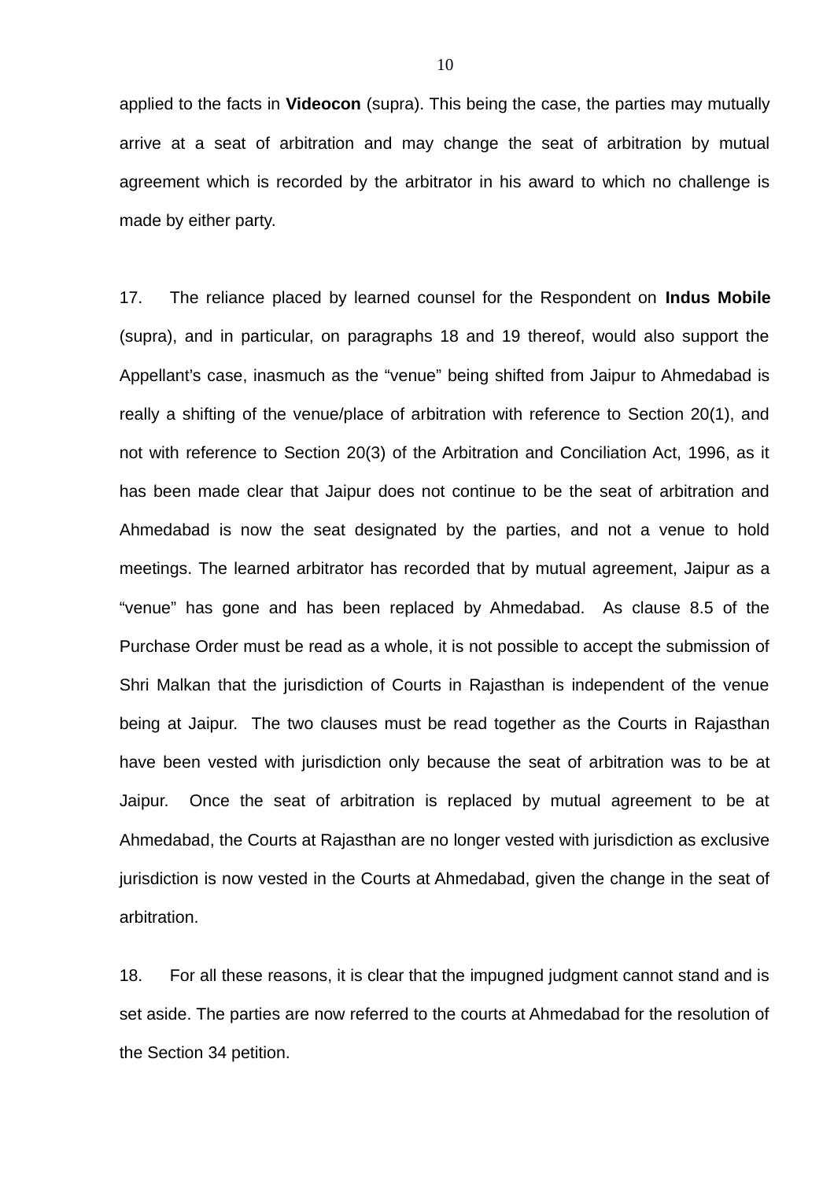applied to the facts in **Videocon** (supra). This being the case, the parties may mutually arrive at a seat of arbitration and may change the seat of arbitration by mutual agreement which is recorded by the arbitrator in his award to which no challenge is made by either party.

17. The reliance placed by learned counsel for the Respondent on **Indus Mobile** (supra), and in particular, on paragraphs 18 and 19 thereof, would also support the Appellant's case, inasmuch as the "venue" being shifted from Jaipur to Ahmedabad is really a shifting of the venue/place of arbitration with reference to Section 20(1), and not with reference to Section 20(3) of the Arbitration and Conciliation Act, 1996, as it has been made clear that Jaipur does not continue to be the seat of arbitration and Ahmedabad is now the seat designated by the parties, and not a venue to hold meetings. The learned arbitrator has recorded that by mutual agreement, Jaipur as a "venue" has gone and has been replaced by Ahmedabad. As clause 8.5 of the Purchase Order must be read as a whole, it is not possible to accept the submission of Shri Malkan that the jurisdiction of Courts in Rajasthan is independent of the venue being at Jaipur. The two clauses must be read together as the Courts in Rajasthan have been vested with jurisdiction only because the seat of arbitration was to be at Jaipur. Once the seat of arbitration is replaced by mutual agreement to be at Ahmedabad, the Courts at Rajasthan are no longer vested with jurisdiction as exclusive jurisdiction is now vested in the Courts at Ahmedabad, given the change in the seat of arbitration.

18. For all these reasons, it is clear that the impugned judgment cannot stand and is set aside. The parties are now referred to the courts at Ahmedabad for the resolution of the Section 34 petition.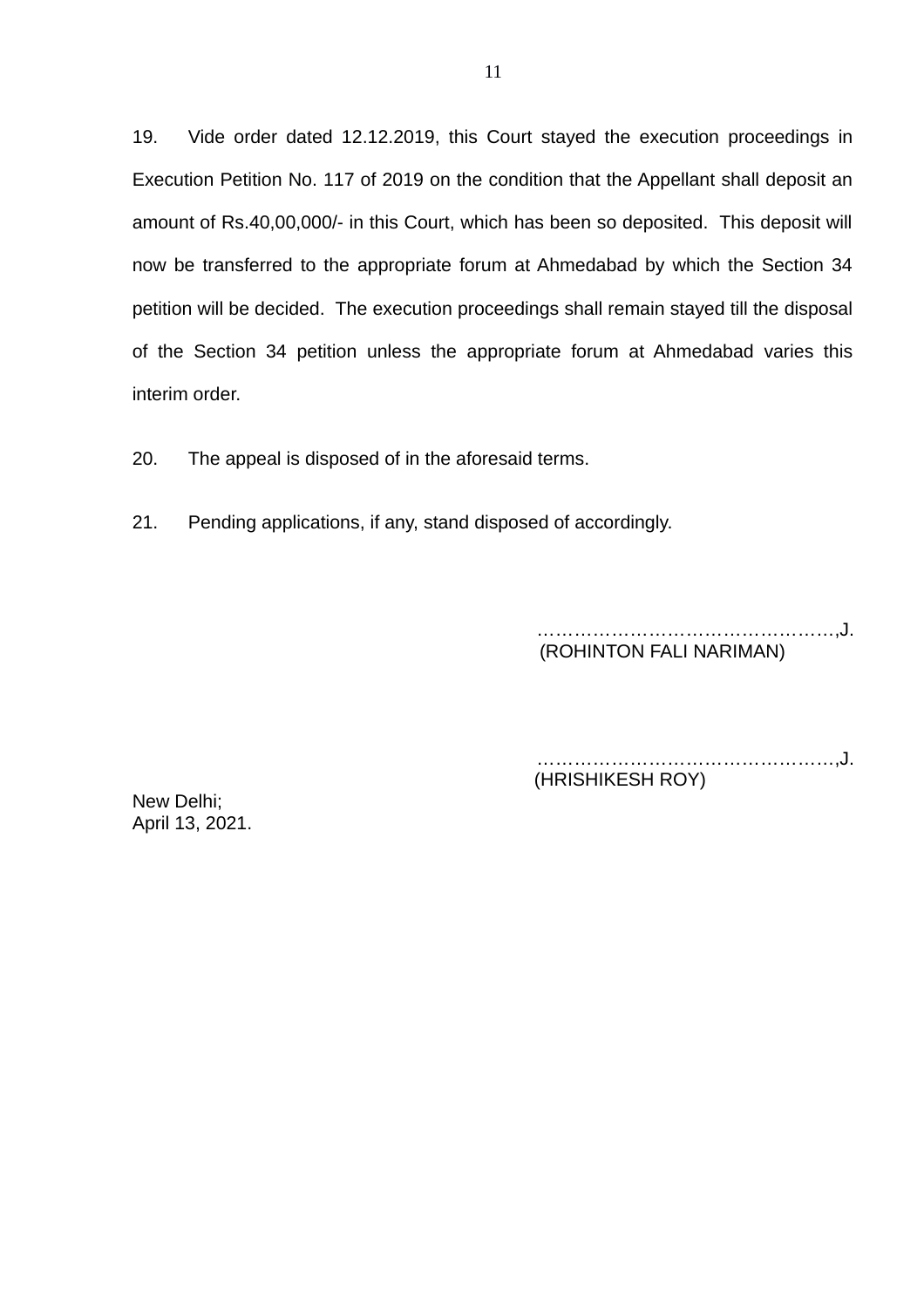19. Vide order dated 12.12.2019, this Court stayed the execution proceedings in Execution Petition No. 117 of 2019 on the condition that the Appellant shall deposit an amount of Rs.40,00,000/- in this Court, which has been so deposited. This deposit will now be transferred to the appropriate forum at Ahmedabad by which the Section 34 petition will be decided. The execution proceedings shall remain stayed till the disposal of the Section 34 petition unless the appropriate forum at Ahmedabad varies this interim order.

20. The appeal is disposed of in the aforesaid terms.

21. Pending applications, if any, stand disposed of accordingly.

…………………………………………,J.
(ROHINTON FALI NARIMAN)

…………………………………………,J.
(HRISHIKESH ROY)

New Delhi;
April 13, 2021.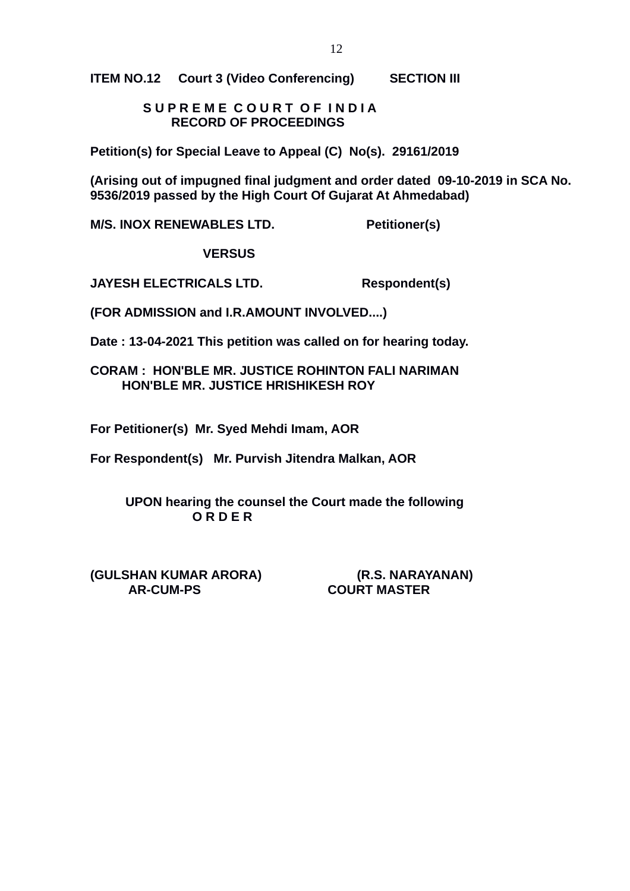**ITEM NO.12 Court 3 (Video Conferencing) SECTION III**

**S U P R E M E C O U R T O F I N D I A**
**RECORD OF PROCEEDINGS**

**Petition(s) for Special Leave to Appeal (C) No(s). 29161/2019**

**(Arising out of impugned final judgment and order dated 09-10-2019 in SCA No. 9536/2019 passed by the High Court Of Gujarat At Ahmedabad)**

**M/S. INOX RENEWABLES LTD. Petitioner(s)**

**VERSUS**

**JAYESH ELECTRICALS LTD. Respondent(s)**

**(FOR ADMISSION and I.R.AMOUNT INVOLVED....)**

**Date : 13-04-2021 This petition was called on for hearing today.**

**CORAM : HON'BLE MR. JUSTICE ROHINTON FALI NARIMAN**
**HON'BLE MR. JUSTICE HRISHIKESH ROY**

**For Petitioner(s) Mr. Syed Mehdi Imam, AOR**

**For Respondent(s) Mr. Purvish Jitendra Malkan, AOR**

**UPON hearing the counsel the Court made the following**
**O R D E R**

**(GULSHAN KUMAR ARORA) (R.S. NARAYANAN)**
**AR-CUM-PS COURT MASTER**